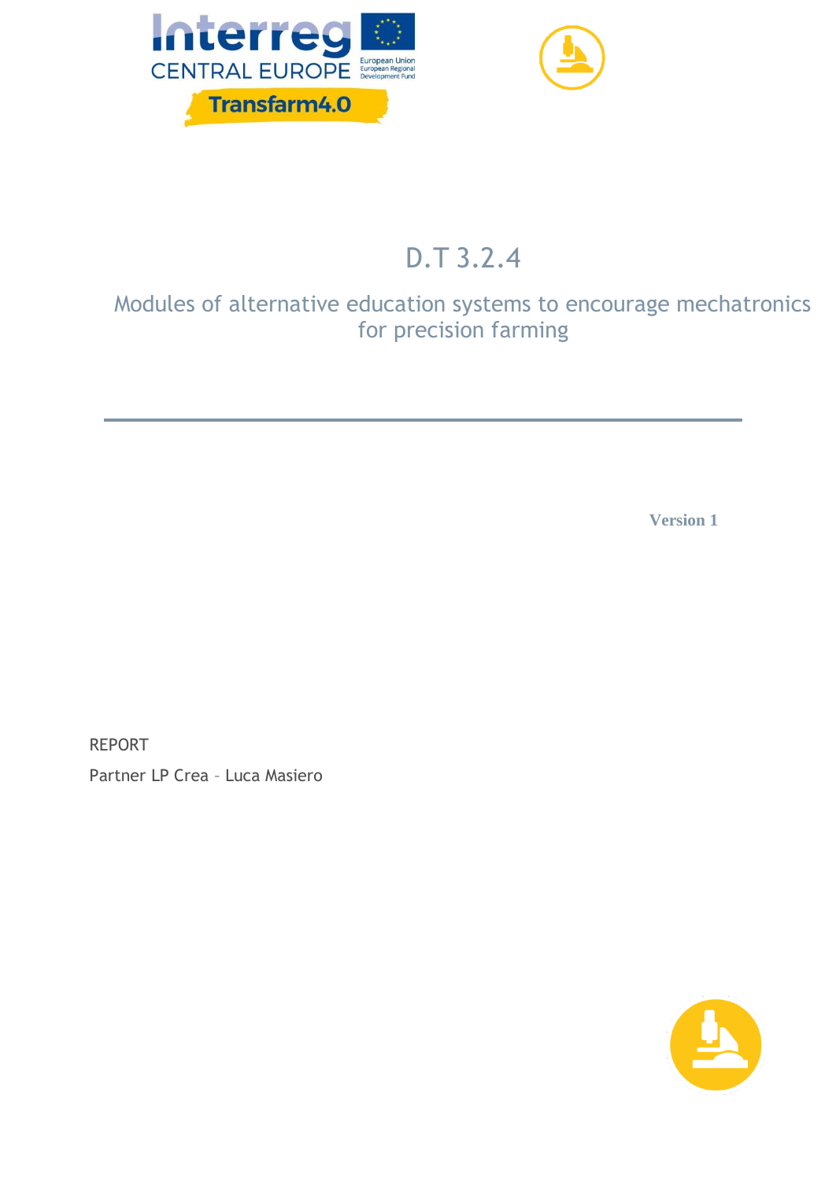Interreg CENTRAL EUROPE

Transfarm4.0

# D.T 3.2.4

## Modules of alternative education systems to encourage mechatronics for precision farming

**Version 1**

REPORT

Partner LP Crea – Luca Masiero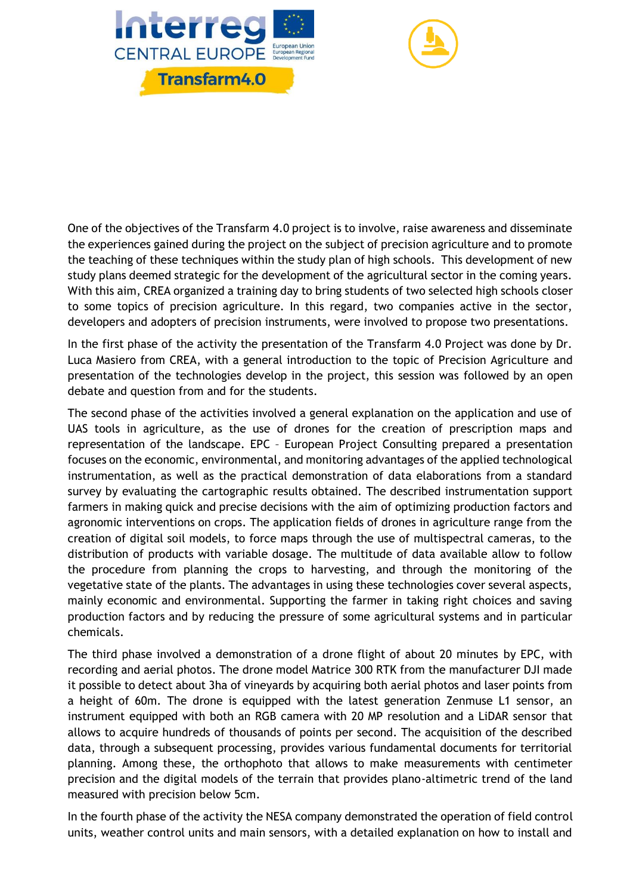One of the objectives of the Transfarm 4.0 project is to involve, raise awareness and disseminate the experiences gained during the project on the subject of precision agriculture and to promote the teaching of these techniques within the study plan of high schools. This development of new study plans deemed strategic for the development of the agricultural sector in the coming years. With this aim, CREA organized a training day to bring students of two selected high schools closer to some topics of precision agriculture. In this regard, two companies active in the sector, developers and adopters of precision instruments, were involved to propose two presentations.

In the first phase of the activity the presentation of the Transfarm 4.0 Project was done by Dr. Luca Masiero from CREA, with a general introduction to the topic of Precision Agriculture and presentation of the technologies develop in the project, this session was followed by an open debate and question from and for the students.

The second phase of the activities involved a general explanation on the application and use of UAS tools in agriculture, as the use of drones for the creation of prescription maps and representation of the landscape. EPC – European Project Consulting prepared a presentation focuses on the economic, environmental, and monitoring advantages of the applied technological instrumentation, as well as the practical demonstration of data elaborations from a standard survey by evaluating the cartographic results obtained. The described instrumentation support farmers in making quick and precise decisions with the aim of optimizing production factors and agronomic interventions on crops. The application fields of drones in agriculture range from the creation of digital soil models, to force maps through the use of multispectral cameras, to the distribution of products with variable dosage. The multitude of data available allow to follow the procedure from planning the crops to harvesting, and through the monitoring of the vegetative state of the plants. The advantages in using these technologies cover several aspects, mainly economic and environmental. Supporting the farmer in taking right choices and saving production factors and by reducing the pressure of some agricultural systems and in particular chemicals.

The third phase involved a demonstration of a drone flight of about 20 minutes by EPC, with recording and aerial photos. The drone model Matrice 300 RTK from the manufacturer DJI made it possible to detect about 3ha of vineyards by acquiring both aerial photos and laser points from a height of 60m. The drone is equipped with the latest generation Zenmuse L1 sensor, an instrument equipped with both an RGB camera with 20 MP resolution and a LiDAR sensor that allows to acquire hundreds of thousands of points per second. The acquisition of the described data, through a subsequent processing, provides various fundamental documents for territorial planning. Among these, the orthophoto that allows to make measurements with centimeter precision and the digital models of the terrain that provides plano-altimetric trend of the land measured with precision below 5cm.

In the fourth phase of the activity the NESA company demonstrated the operation of field control units, weather control units and main sensors, with a detailed explanation on how to install and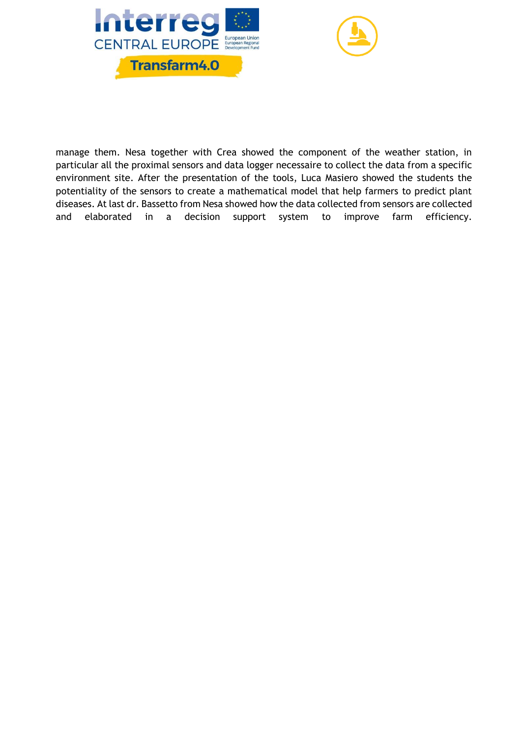manage them. Nesa together with Crea showed the component of the weather station, in particular all the proximal sensors and data logger necessaire to collect the data from a specific environment site. After the presentation of the tools, Luca Masiero showed the students the potentiality of the sensors to create a mathematical model that help farmers to predict plant diseases. At last dr. Bassetto from Nesa showed how the data collected from sensors are collected and elaborated in a decision support system to improve farm efficiency.